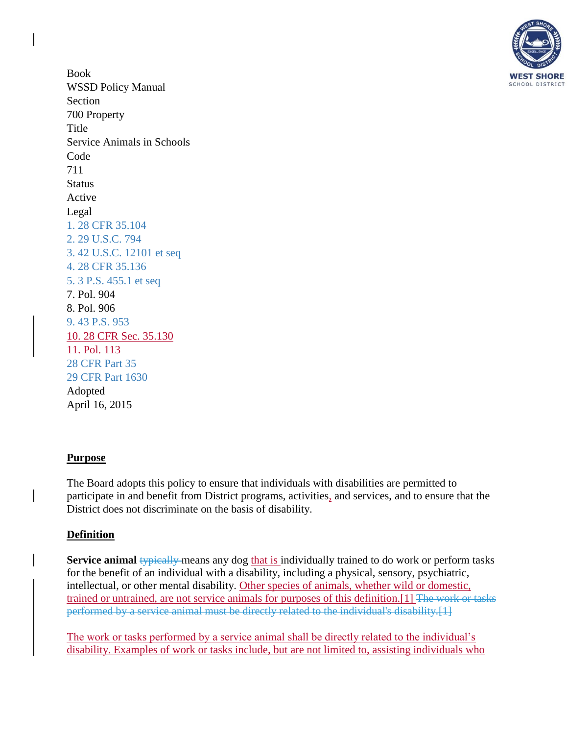Book
WSSD Policy Manual
Section
700 Property
Title
Service Animals in Schools
Code
711
Status
Active
Legal
1. 28 CFR 35.104
2. 29 U.S.C. 794
3. 42 U.S.C. 12101 et seq
4. 28 CFR 35.136
5. 3 P.S. 455.1 et seq
7. Pol. 904
8. Pol. 906
9. 43 P.S. 953
10. 28 CFR Sec. 35.130
11. Pol. 113
28 CFR Part 35
29 CFR Part 1630
Adopted
April 16, 2015

## Purpose

The Board adopts this policy to ensure that individuals with disabilities are permitted to participate in and benefit from District programs, activities, and services, and to ensure that the District does not discriminate on the basis of disability.

## Definition

**Service animal** ~~typically~~ means any dog that is individually trained to do work or perform tasks for the benefit of an individual with a disability, including a physical, sensory, psychiatric, intellectual, or other mental disability. Other species of animals, whether wild or domestic, trained or untrained, are not service animals for purposes of this definition.[1] ~~The work or tasks performed by a service animal must be directly related to the individual's disability.[1]~~

The work or tasks performed by a service animal shall be directly related to the individual's disability. Examples of work or tasks include, but are not limited to, assisting individuals who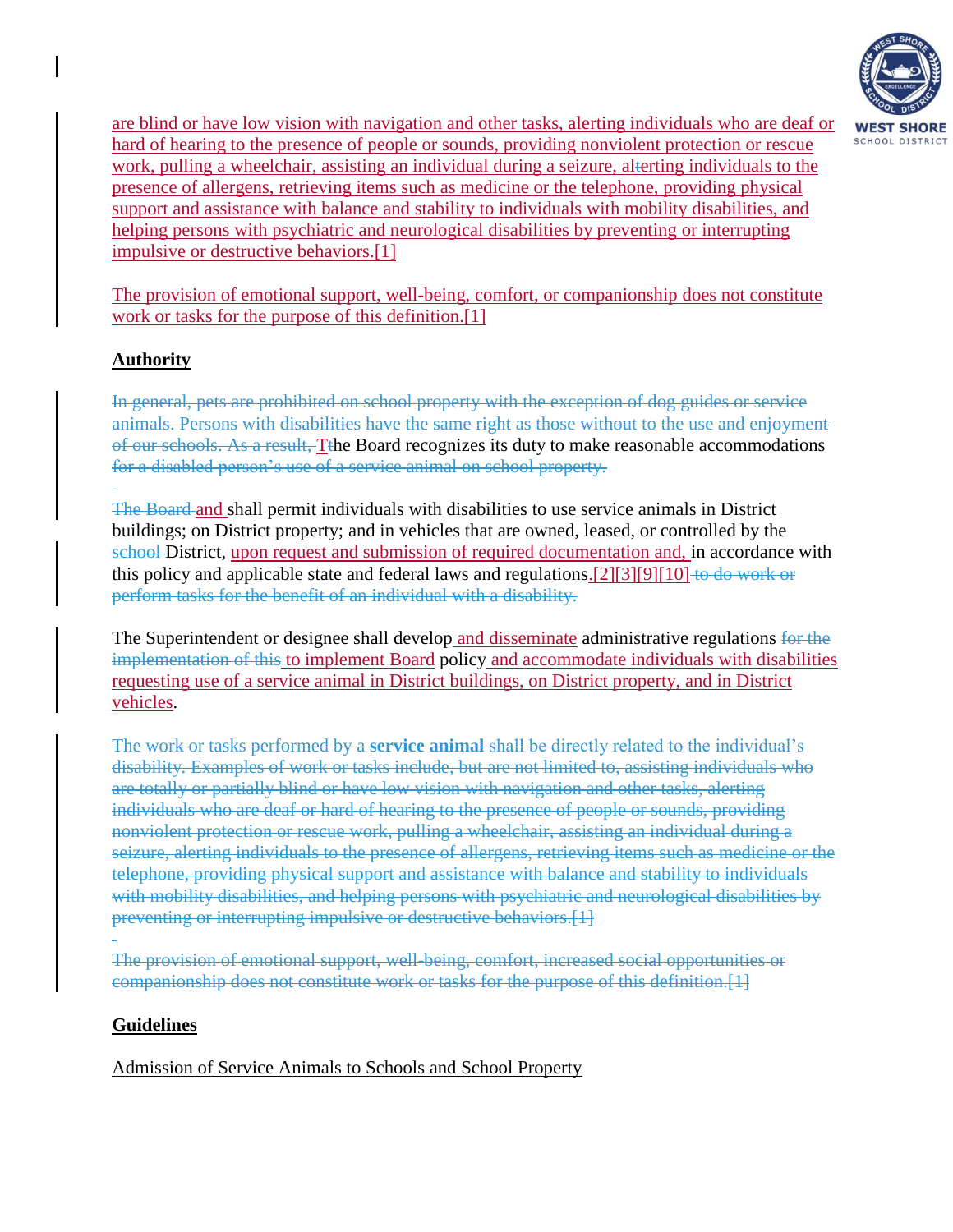are blind or have low vision with navigation and other tasks, alerting individuals who are deaf or hard of hearing to the presence of people or sounds, providing nonviolent protection or rescue work, pulling a wheelchair, assisting an individual during a seizure, al~~t~~erting individuals to the presence of allergens, retrieving items such as medicine or the telephone, providing physical support and assistance with balance and stability to individuals with mobility disabilities, and helping persons with psychiatric and neurological disabilities by preventing or interrupting impulsive or destructive behaviors.[1]

The provision of emotional support, well-being, comfort, or companionship does not constitute work or tasks for the purpose of this definition.[1]

## Authority

~~In general, pets are prohibited on school property with the exception of dog guides or service animals. Persons with disabilities have the same right as those without to the use and enjoyment of our schools. As a result, ~~T~~t~~he Board recognizes its duty to make reasonable accommodations ~~for a disabled person's use of a service animal on school property.~~

~~The Board ~~and shall permit individuals with disabilities to use service animals in District buildings; on District property; and in vehicles that are owned, leased, or controlled by the ~~school ~~District, upon request and submission of required documentation and, in accordance with this policy and applicable state and federal laws and regulations.[2][3][9][10] ~~to do work or perform tasks for the benefit of an individual with a disability.~~

The Superintendent or designee shall develop and disseminate administrative regulations ~~for the implementation of this~~ to implement Board policy and accommodate individuals with disabilities requesting use of a service animal in District buildings, on District property, and in District vehicles.

~~The work or tasks performed by a **service animal** shall be directly related to the individual's disability. Examples of work or tasks include, but are not limited to, assisting individuals who are totally or partially blind or have low vision with navigation and other tasks, alerting individuals who are deaf or hard of hearing to the presence of people or sounds, providing nonviolent protection or rescue work, pulling a wheelchair, assisting an individual during a seizure, alerting individuals to the presence of allergens, retrieving items such as medicine or the telephone, providing physical support and assistance with balance and stability to individuals with mobility disabilities, and helping persons with psychiatric and neurological disabilities by preventing or interrupting impulsive or destructive behaviors.[1]~~

~~The provision of emotional support, well-being, comfort, increased social opportunities or companionship does not constitute work or tasks for the purpose of this definition.[1]~~

## Guidelines

Admission of Service Animals to Schools and School Property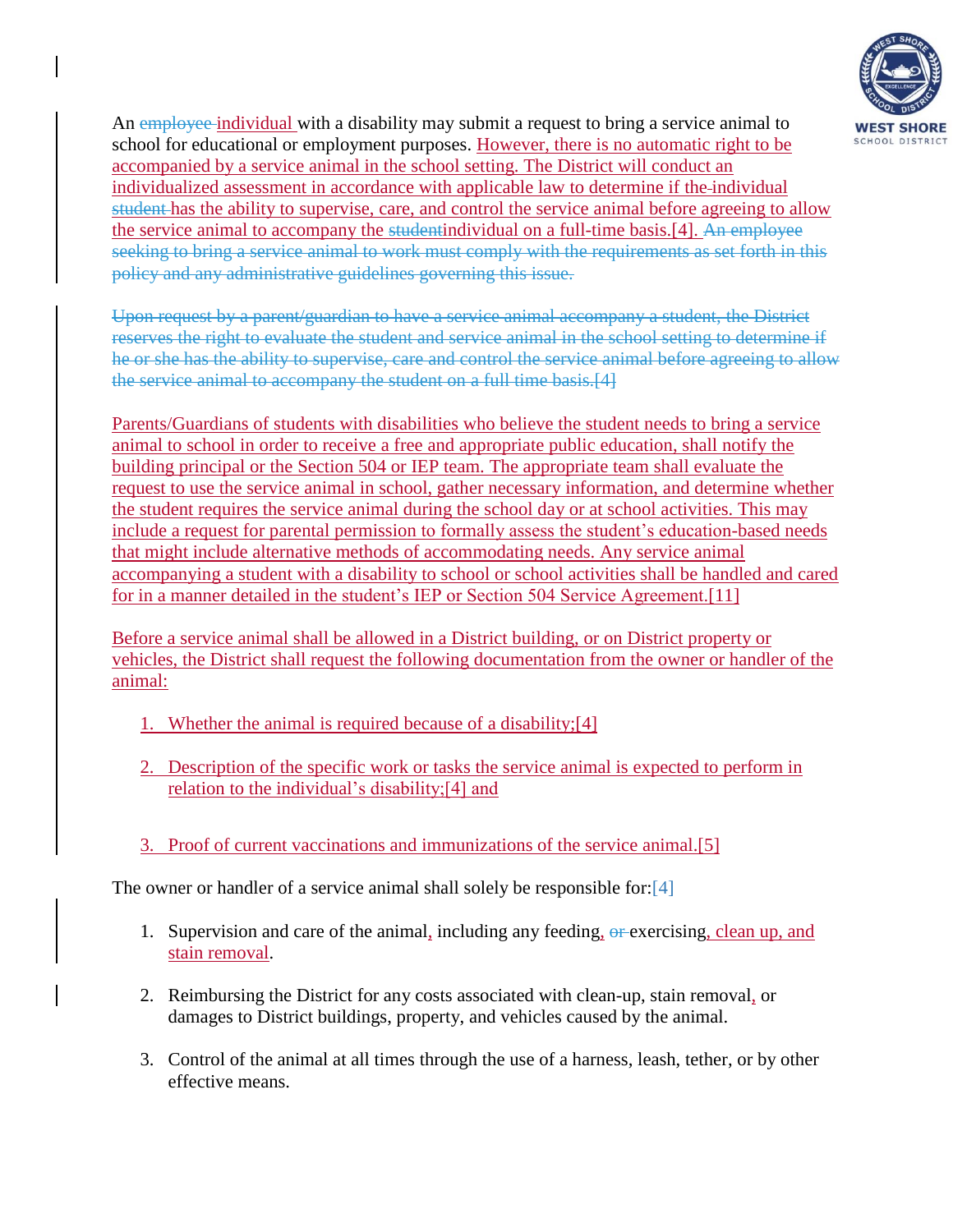An ~~employee~~ individual with a disability may submit a request to bring a service animal to school for educational or employment purposes. However, there is no automatic right to be accompanied by a service animal in the school setting. The District will conduct an individualized assessment in accordance with applicable law to determine if the individual ~~student~~ has the ability to supervise, care, and control the service animal before agreeing to allow the service animal to accompany the ~~student~~individual on a full-time basis.[4]. ~~An employee seeking to bring a service animal to work must comply with the requirements as set forth in this policy and any administrative guidelines governing this issue.~~

~~Upon request by a parent/guardian to have a service animal accompany a student, the District reserves the right to evaluate the student and service animal in the school setting to determine if he or she has the ability to supervise, care and control the service animal before agreeing to allow the service animal to accompany the student on a full time basis.[4]~~

Parents/Guardians of students with disabilities who believe the student needs to bring a service animal to school in order to receive a free and appropriate public education, shall notify the building principal or the Section 504 or IEP team. The appropriate team shall evaluate the request to use the service animal in school, gather necessary information, and determine whether the student requires the service animal during the school day or at school activities. This may include a request for parental permission to formally assess the student's education-based needs that might include alternative methods of accommodating needs. Any service animal accompanying a student with a disability to school or school activities shall be handled and cared for in a manner detailed in the student's IEP or Section 504 Service Agreement.[11]

Before a service animal shall be allowed in a District building, or on District property or vehicles, the District shall request the following documentation from the owner or handler of the animal:

1. Whether the animal is required because of a disability;[4]

2. Description of the specific work or tasks the service animal is expected to perform in relation to the individual's disability;[4] and

3. Proof of current vaccinations and immunizations of the service animal.[5]

The owner or handler of a service animal shall solely be responsible for:[4]

1. Supervision and care of the animal, including any feeding, ~~or~~ exercising, clean up, and stain removal.

2. Reimbursing the District for any costs associated with clean-up, stain removal, or damages to District buildings, property, and vehicles caused by the animal.

3. Control of the animal at all times through the use of a harness, leash, tether, or by other effective means.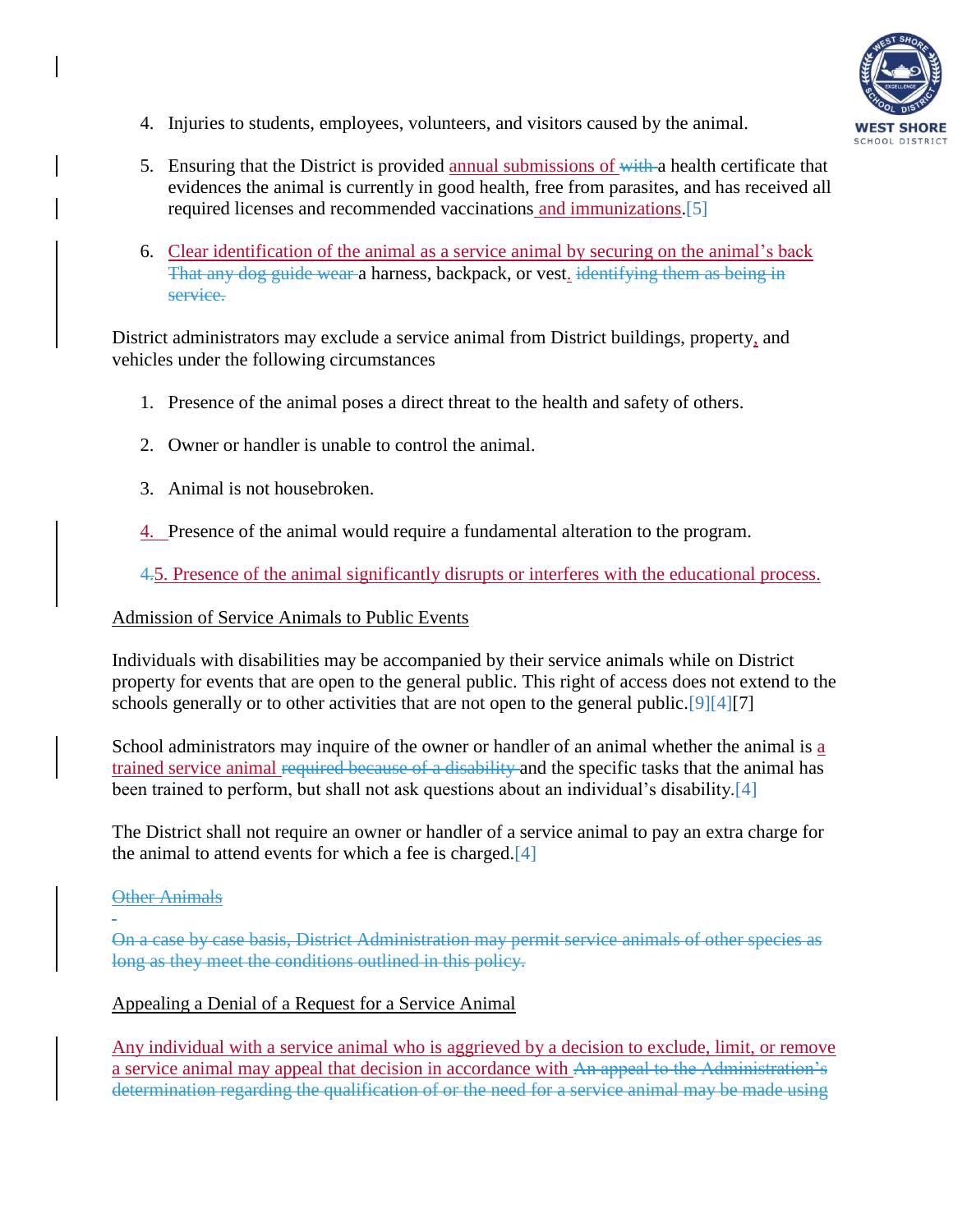4. Injuries to students, employees, volunteers, and visitors caused by the animal.

5. Ensuring that the District is provided annual submissions of ~~with~~ a health certificate that evidences the animal is currently in good health, free from parasites, and has received all required licenses and recommended vaccinations and immunizations.[5]

6. Clear identification of the animal as a service animal by securing on the animal's back ~~That any dog guide wear~~ a harness, backpack, or vest. ~~identifying them as being in service.~~

District administrators may exclude a service animal from District buildings, property, and vehicles under the following circumstances

1. Presence of the animal poses a direct threat to the health and safety of others.

2. Owner or handler is unable to control the animal.

3. Animal is not housebroken.

4. Presence of the animal would require a fundamental alteration to the program.

~~4.~~5. Presence of the animal significantly disrupts or interferes with the educational process.

Admission of Service Animals to Public Events

Individuals with disabilities may be accompanied by their service animals while on District property for events that are open to the general public. This right of access does not extend to the schools generally or to other activities that are not open to the general public.[9][4][7]

School administrators may inquire of the owner or handler of an animal whether the animal is a trained service animal ~~required because of a disability~~ and the specific tasks that the animal has been trained to perform, but shall not ask questions about an individual's disability.[4]

The District shall not require an owner or handler of a service animal to pay an extra charge for the animal to attend events for which a fee is charged.[4]

~~Other Animals~~

~~On a case by case basis, District Administration may permit service animals of other species as long as they meet the conditions outlined in this policy.~~

Appealing a Denial of a Request for a Service Animal

Any individual with a service animal who is aggrieved by a decision to exclude, limit, or remove a service animal may appeal that decision in accordance with ~~An appeal to the Administration's determination regarding the qualification of or the need for a service animal may be made using~~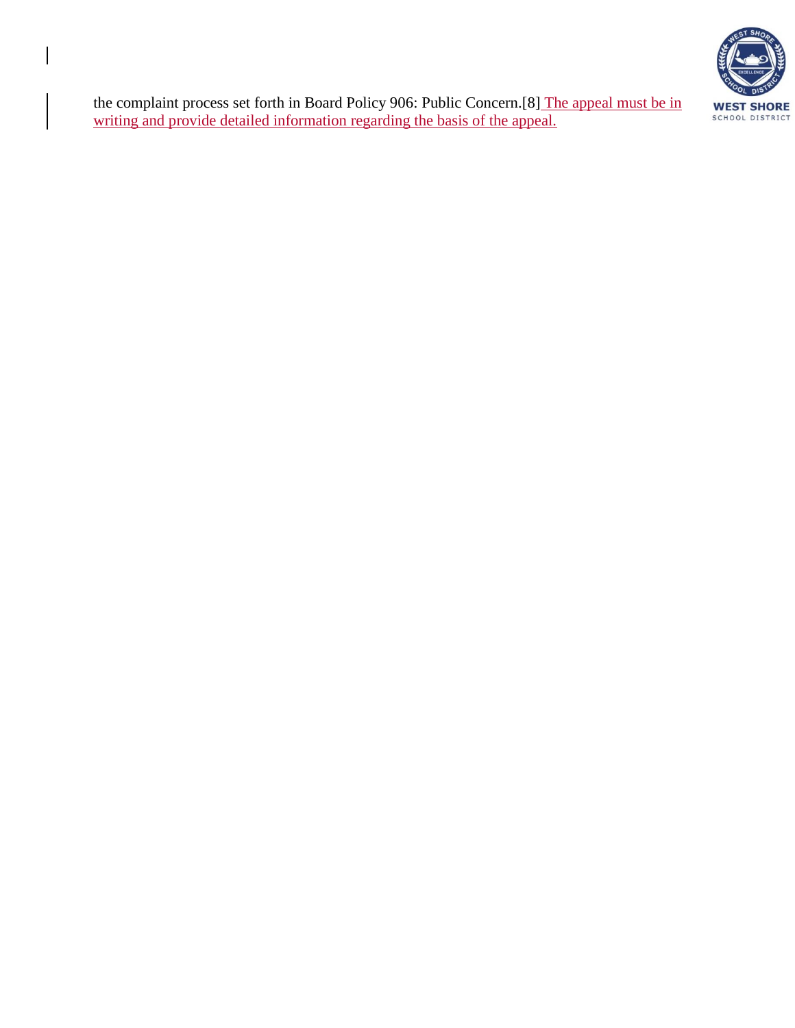the complaint process set forth in Board Policy 906: Public Concern.[8] The appeal must be in writing and provide detailed information regarding the basis of the appeal.